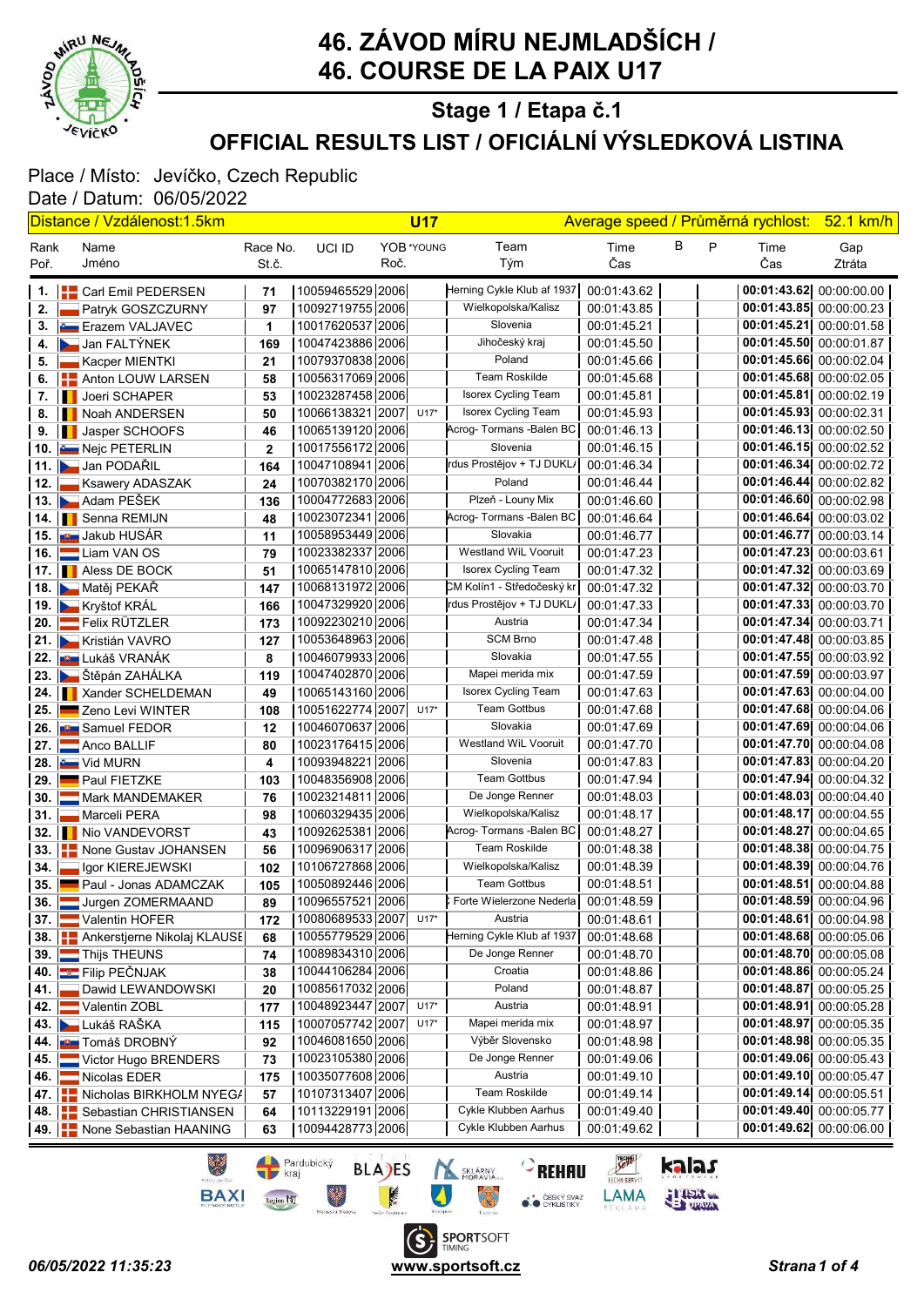# 46. ZÁVOD MÍRU NEJMLADŠÍCH / 46. COURSE DE LA PAIX U17

## Stage 1 / Etapa č.1

## OFFICIAL RESULTS LIST / OFICIÁLNÍ VÝSLEDKOVÁ LISTINA

Place / Místo: Jevíčko, Czech Republic
Date / Datum: 06/05/2022

Distance / Vzdálenost:1.5km — U17 — Average speed / Průměrná rychlost: 52.1 km/h

| Rank Poř. | Name Jméno | Race No. St.č. | UCI ID | YOB Roč. | *YOUNG | Team Tým | Time Čas | B | P | Time Čas | Gap Ztráta |
|---|---|---|---|---|---|---|---|---|---|---|---|
| 1. | Carl Emil PEDERSEN | 71 | 10059465529 | 2006 | | Herning Cykle Klub af 1937 | 00:01:43.62 | | | **00:01:43.62** | 00:00:00.00 |
| 2. | Patryk GOSZCZURNY | 97 | 10092719755 | 2006 | | Wielkopolska/Kalisz | 00:01:43.85 | | | **00:01:43.85** | 00:00:00.23 |
| 3. | Erazem VALJAVEC | 1 | 10017620537 | 2006 | | Slovenia | 00:01:45.21 | | | **00:01:45.21** | 00:00:01.58 |
| 4. | Jan FALTÝNEK | 169 | 10047423886 | 2006 | | Jihočeský kraj | 00:01:45.50 | | | **00:01:45.50** | 00:00:01.87 |
| 5. | Kacper MIENTKI | 21 | 10079370838 | 2006 | | Poland | 00:01:45.66 | | | **00:01:45.66** | 00:00:02.04 |
| 6. | Anton LOUW LARSEN | 58 | 10056317069 | 2006 | | Team Roskilde | 00:01:45.68 | | | **00:01:45.68** | 00:00:02.05 |
| 7. | Joeri SCHAPER | 53 | 10023287458 | 2006 | | Isorex Cycling Team | 00:01:45.81 | | | **00:01:45.81** | 00:00:02.19 |
| 8. | Noah ANDERSEN | 50 | 10066138321 | 2007 | U17* | Isorex Cycling Team | 00:01:45.93 | | | **00:01:45.93** | 00:00:02.31 |
| 9. | Jasper SCHOOFS | 46 | 10065139120 | 2006 | | Acrog- Tormans -Balen BC | 00:01:46.13 | | | **00:01:46.13** | 00:00:02.50 |
| 10. | Nejc PETERLIN | 2 | 10017556172 | 2006 | | Slovenia | 00:01:46.15 | | | **00:01:46.15** | 00:00:02.52 |
| 11. | Jan PODAŘIL | 164 | 10047108941 | 2006 | | rdus Prostějov + TJ DUKL/ | 00:01:46.34 | | | **00:01:46.34** | 00:00:02.72 |
| 12. | Ksawery ADASZAK | 24 | 10070382170 | 2006 | | Poland | 00:01:46.44 | | | **00:01:46.44** | 00:00:02.82 |
| 13. | Adam PEŠEK | 136 | 10004772683 | 2006 | | Plzeň - Louny Mix | 00:01:46.60 | | | **00:01:46.60** | 00:00:02.98 |
| 14. | Senna REMIJN | 48 | 10023072341 | 2006 | | Acrog- Tormans -Balen BC | 00:01:46.64 | | | **00:01:46.64** | 00:00:03.02 |
| 15. | Jakub HUSÁR | 11 | 10058953449 | 2006 | | Slovakia | 00:01:46.77 | | | **00:01:46.77** | 00:00:03.14 |
| 16. | Liam VAN OS | 79 | 10023382337 | 2006 | | Westland WiL Vooruit | 00:01:47.23 | | | **00:01:47.23** | 00:00:03.61 |
| 17. | Aless DE BOCK | 51 | 10065147810 | 2006 | | Isorex Cycling Team | 00:01:47.32 | | | **00:01:47.32** | 00:00:03.69 |
| 18. | Matěj PEKAŘ | 147 | 10068131972 | 2006 | | CM Kolín1 - Středočeský kr | 00:01:47.32 | | | **00:01:47.32** | 00:00:03.70 |
| 19. | Kryštof KRÁL | 166 | 10047329920 | 2006 | | rdus Prostějov + TJ DUKL/ | 00:01:47.33 | | | **00:01:47.33** | 00:00:03.70 |
| 20. | Felix RÜTZLER | 173 | 10092230210 | 2006 | | Austria | 00:01:47.34 | | | **00:01:47.34** | 00:00:03.71 |
| 21. | Kristián VAVRO | 127 | 10053648963 | 2006 | | SCM Brno | 00:01:47.48 | | | **00:01:47.48** | 00:00:03.85 |
| 22. | Lukáš VRANÁK | 8 | 10046079933 | 2006 | | Slovakia | 00:01:47.55 | | | **00:01:47.55** | 00:00:03.92 |
| 23. | Štěpán ZAHÁLKA | 119 | 10047402870 | 2006 | | Mapei merida mix | 00:01:47.59 | | | **00:01:47.59** | 00:00:03.97 |
| 24. | Xander SCHELDEMAN | 49 | 10065143160 | 2006 | | Isorex Cycling Team | 00:01:47.63 | | | **00:01:47.63** | 00:00:04.00 |
| 25. | Zeno Levi WINTER | 108 | 10051622774 | 2007 | U17* | Team Gottbus | 00:01:47.68 | | | **00:01:47.68** | 00:00:04.06 |
| 26. | Samuel FEDOR | 12 | 10046070637 | 2006 | | Slovakia | 00:01:47.69 | | | **00:01:47.69** | 00:00:04.06 |
| 27. | Anco BALLIF | 80 | 10023176415 | 2006 | | Westland WiL Vooruit | 00:01:47.70 | | | **00:01:47.70** | 00:00:04.08 |
| 28. | Vid MURN | 4 | 10093948221 | 2006 | | Slovenia | 00:01:47.83 | | | **00:01:47.83** | 00:00:04.20 |
| 29. | Paul FIETZKE | 103 | 10048356908 | 2006 | | Team Gottbus | 00:01:47.94 | | | **00:01:47.94** | 00:00:04.32 |
| 30. | Mark MANDEMAKER | 76 | 10023214811 | 2006 | | De Jonge Renner | 00:01:48.03 | | | **00:01:48.03** | 00:00:04.40 |
| 31. | Marceli PERA | 98 | 10060329435 | 2006 | | Wielkopolska/Kalisz | 00:01:48.17 | | | **00:01:48.17** | 00:00:04.55 |
| 32. | Nio VANDEVORST | 43 | 10092625381 | 2006 | | Acrog- Tormans -Balen BC | 00:01:48.27 | | | **00:01:48.27** | 00:00:04.65 |
| 33. | None Gustav JOHANSEN | 56 | 10096906317 | 2006 | | Team Roskilde | 00:01:48.38 | | | **00:01:48.38** | 00:00:04.75 |
| 34. | Igor KIEREJEWSKI | 102 | 10106727868 | 2006 | | Wielkopolska/Kalisz | 00:01:48.39 | | | **00:01:48.39** | 00:00:04.76 |
| 35. | Paul - Jonas ADAMCZAK | 105 | 10050892446 | 2006 | | Team Gottbus | 00:01:48.51 | | | **00:01:48.51** | 00:00:04.88 |
| 36. | Jurgen ZOMERMAAND | 89 | 10096557521 | 2006 | | Forte Wielerzone Nederla | 00:01:48.59 | | | **00:01:48.59** | 00:00:04.96 |
| 37. | Valentin HOFER | 172 | 10080689533 | 2007 | U17* | Austria | 00:01:48.61 | | | **00:01:48.61** | 00:00:04.98 |
| 38. | Ankerstjerne Nikolaj KLAUSE | 68 | 10055779529 | 2006 | | Herning Cykle Klub af 1937 | 00:01:48.68 | | | **00:01:48.68** | 00:00:05.06 |
| 39. | Thijs THEUNS | 74 | 10089834310 | 2006 | | De Jonge Renner | 00:01:48.70 | | | **00:01:48.70** | 00:00:05.08 |
| 40. | Filip PEČNJAK | 38 | 10044106284 | 2006 | | Croatia | 00:01:48.86 | | | **00:01:48.86** | 00:00:05.24 |
| 41. | Dawid LEWANDOWSKI | 20 | 10085617032 | 2006 | | Poland | 00:01:48.87 | | | **00:01:48.87** | 00:00:05.25 |
| 42. | Valentin ZOBL | 177 | 10048923447 | 2007 | U17* | Austria | 00:01:48.91 | | | **00:01:48.91** | 00:00:05.28 |
| 43. | Lukáš RAŠKA | 115 | 10007057742 | 2007 | U17* | Mapei merida mix | 00:01:48.97 | | | **00:01:48.97** | 00:00:05.35 |
| 44. | Tomáš DROBNÝ | 92 | 10046081650 | 2006 | | Výběr Slovensko | 00:01:48.98 | | | **00:01:48.98** | 00:00:05.35 |
| 45. | Victor Hugo BRENDERS | 73 | 10023105380 | 2006 | | De Jonge Renner | 00:01:49.06 | | | **00:01:49.06** | 00:00:05.43 |
| 46. | Nicolas EDER | 175 | 10035077608 | 2006 | | Austria | 00:01:49.10 | | | **00:01:49.10** | 00:00:05.47 |
| 47. | Nicholas BIRKHOLM NYEGA | 57 | 10107313407 | 2006 | | Team Roskilde | 00:01:49.14 | | | **00:01:49.14** | 00:00:05.51 |
| 48. | Sebastian CHRISTIANSEN | 64 | 10113229191 | 2006 | | Cykle Klubben Aarhus | 00:01:49.40 | | | **00:01:49.40** | 00:00:05.77 |
| 49. | None Sebastian HAANING | 63 | 10094428773 | 2006 | | Cykle Klubben Aarhus | 00:01:49.62 | | | **00:01:49.62** | 00:00:06.00 |

*06/05/2022 11:35:23* — **www.sportsoft.cz**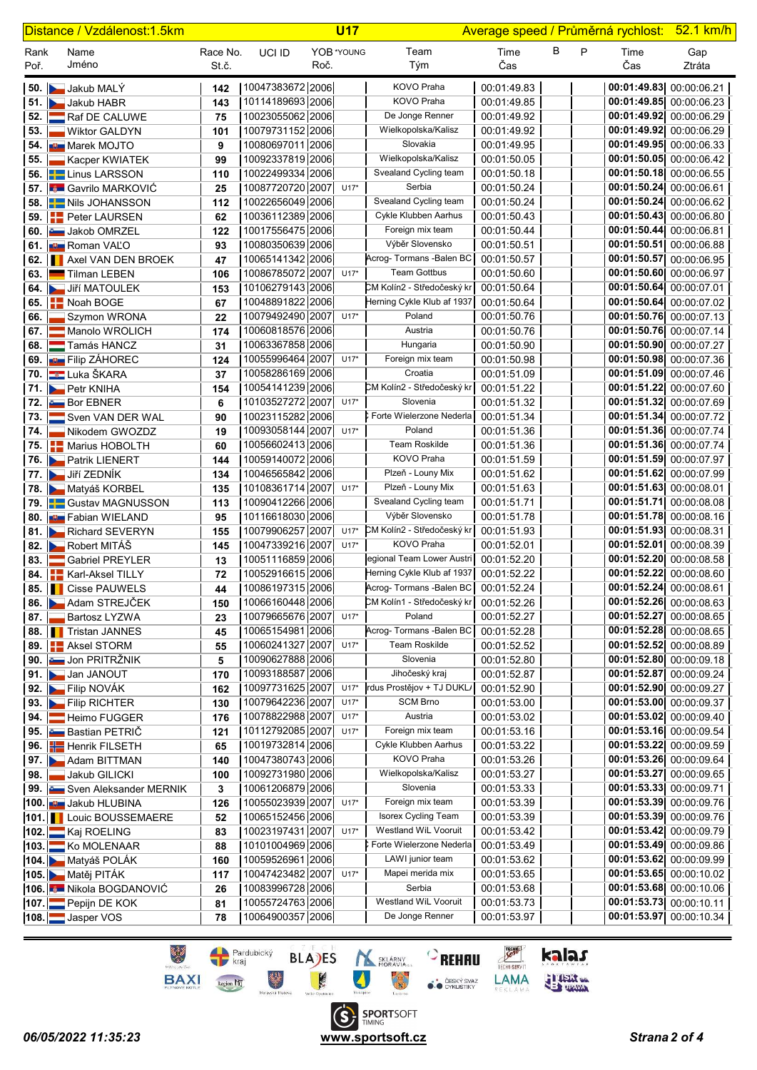Distance / Vzdálenost:1.5km | U17 | Average speed / Průměrná rychlost: 52.1 km/h

| Rank Poř. | Name Jméno | Race No. St.č. | UCI ID | YOB Roč. | *YOUNG | Team Tým | Time Čas | B | P | Time Čas | Gap Ztráta |
|---|---|---|---|---|---|---|---|---|---|---|---|
| 50. | Jakub MALÝ | 142 | 10047383672 | 2006 | | KOVO Praha | 00:01:49.83 | | | 00:01:49.83 | 00:00:06.21 |
| 51. | Jakub HABR | 143 | 10114189693 | 2006 | | KOVO Praha | 00:01:49.85 | | | 00:01:49.85 | 00:00:06.23 |
| 52. | Raf DE CALUWE | 75 | 10023055062 | 2006 | | De Jonge Renner | 00:01:49.92 | | | 00:01:49.92 | 00:00:06.29 |
| 53. | Wiktor GALDYN | 101 | 10079731152 | 2006 | | Wielkopolska/Kalisz | 00:01:49.92 | | | 00:01:49.92 | 00:00:06.29 |
| 54. | Marek MOJTO | 9 | 10080697011 | 2006 | | Slovakia | 00:01:49.95 | | | 00:01:49.95 | 00:00:06.33 |
| 55. | Kacper KWIATEK | 99 | 10092337819 | 2006 | | Wielkopolska/Kalisz | 00:01:50.05 | | | 00:01:50.05 | 00:00:06.42 |
| 56. | Linus LARSSON | 110 | 10022499334 | 2006 | | Svealand Cycling team | 00:01:50.18 | | | 00:01:50.18 | 00:00:06.55 |
| 57. | Gavrilo MARKOVIĆ | 25 | 10087720720 | 2007 | U17* | Serbia | 00:01:50.24 | | | 00:01:50.24 | 00:00:06.61 |
| 58. | Nils JOHANSSON | 112 | 10022656049 | 2006 | | Svealand Cycling team | 00:01:50.24 | | | 00:01:50.24 | 00:00:06.62 |
| 59. | Peter LAURSEN | 62 | 10036112389 | 2006 | | Cykle Klubben Aarhus | 00:01:50.43 | | | 00:01:50.43 | 00:00:06.80 |
| 60. | Jakob OMRZEL | 122 | 10017556475 | 2006 | | Foreign mix team | 00:01:50.44 | | | 00:01:50.44 | 00:00:06.81 |
| 61. | Roman VAĽO | 93 | 10080350639 | 2006 | | Výběr Slovensko | 00:01:50.51 | | | 00:01:50.51 | 00:00:06.88 |
| 62. | Axel VAN DEN BROEK | 47 | 10065141342 | 2006 | | Acrog- Tormans -Balen BC | 00:01:50.57 | | | 00:01:50.57 | 00:00:06.95 |
| 63. | Tilman LEBEN | 106 | 10086785072 | 2007 | U17* | Team Gottbus | 00:01:50.60 | | | 00:01:50.60 | 00:00:06.97 |
| 64. | Jiří MATOULEK | 153 | 10106279143 | 2006 | | CM Kolín2 - Středočeský kr | 00:01:50.64 | | | 00:01:50.64 | 00:00:07.01 |
| 65. | Noah BOGE | 67 | 10048891822 | 2006 | | Herning Cykle Klub af 1937 | 00:01:50.64 | | | 00:01:50.64 | 00:00:07.02 |
| 66. | Szymon WRONA | 22 | 10079492490 | 2007 | U17* | Poland | 00:01:50.76 | | | 00:01:50.76 | 00:00:07.13 |
| 67. | Manolo WROLICH | 174 | 10060818576 | 2006 | | Austria | 00:01:50.76 | | | 00:01:50.76 | 00:00:07.14 |
| 68. | Tamás HANCZ | 31 | 10063367858 | 2006 | | Hungaria | 00:01:50.90 | | | 00:01:50.90 | 00:00:07.27 |
| 69. | Filip ZÁHOREC | 124 | 10055996464 | 2007 | U17* | Foreign mix team | 00:01:50.98 | | | 00:01:50.98 | 00:00:07.36 |
| 70. | Luka ŠKARA | 37 | 10058286169 | 2006 | | Croatia | 00:01:51.09 | | | 00:01:51.09 | 00:00:07.46 |
| 71. | Petr KNIHA | 154 | 10054141239 | 2006 | | CM Kolín2 - Středočeský kr | 00:01:51.22 | | | 00:01:51.22 | 00:00:07.60 |
| 72. | Bor EBENER | 6 | 10103527272 | 2007 | U17* | Slovenia | 00:01:51.32 | | | 00:01:51.32 | 00:00:07.69 |
| 73. | Sven VAN DER WAL | 90 | 10023115282 | 2006 | | Forte Wielerzone Nederla | 00:01:51.34 | | | 00:01:51.34 | 00:00:07.72 |
| 74. | Nikodem GWOZDZ | 19 | 10093058144 | 2007 | U17* | Poland | 00:01:51.36 | | | 00:01:51.36 | 00:00:07.74 |
| 75. | Marius HOBOLTH | 60 | 10056602413 | 2006 | | Team Roskilde | 00:01:51.36 | | | 00:01:51.36 | 00:00:07.74 |
| 76. | Patrik LIENERT | 144 | 10059140072 | 2006 | | KOVO Praha | 00:01:51.59 | | | 00:01:51.59 | 00:00:07.97 |
| 77. | Jiří ZEDNÍK | 134 | 10046565842 | 2006 | | Plzeň - Louny Mix | 00:01:51.62 | | | 00:01:51.62 | 00:00:07.99 |
| 78. | Matyáš KORBEL | 135 | 10108361714 | 2007 | U17* | Plzeň - Louny Mix | 00:01:51.63 | | | 00:01:51.63 | 00:00:08.01 |
| 79. | Gustav MAGNUSSON | 113 | 10090412266 | 2006 | | Svealand Cycling team | 00:01:51.71 | | | 00:01:51.71 | 00:00:08.08 |
| 80. | Fabian WIELAND | 95 | 10116618030 | 2006 | | Výběr Slovensko | 00:01:51.78 | | | 00:01:51.78 | 00:00:08.16 |
| 81. | Richard SEVERYN | 155 | 10079906257 | 2007 | U17* | CM Kolín2 - Středočeský kr | 00:01:51.93 | | | 00:01:51.93 | 00:00:08.31 |
| 82. | Robert MITÁŠ | 145 | 10047339216 | 2007 | U17* | KOVO Praha | 00:01:52.01 | | | 00:01:52.01 | 00:00:08.39 |
| 83. | Gabriel PREYLER | 13 | 10051116859 | 2006 | | egional Team Lower Austri | 00:01:52.20 | | | 00:01:52.20 | 00:00:08.58 |
| 84. | Karl-Aksel TILLY | 72 | 10052916615 | 2006 | | Herning Cykle Klub af 1937 | 00:01:52.22 | | | 00:01:52.22 | 00:00:08.60 |
| 85. | Cisse PAUWELS | 44 | 10086197315 | 2006 | | Acrog- Tormans -Balen BC | 00:01:52.24 | | | 00:01:52.24 | 00:00:08.61 |
| 86. | Adam STREJČEK | 150 | 10066160448 | 2006 | | CM Kolín1 - Středočeský kr | 00:01:52.26 | | | 00:01:52.26 | 00:00:08.63 |
| 87. | Bartosz LYZWA | 23 | 10079665676 | 2007 | U17* | Poland | 00:01:52.27 | | | 00:01:52.27 | 00:00:08.65 |
| 88. | Tristan JANNES | 45 | 10065154981 | 2006 | | Acrog- Tormans -Balen BC | 00:01:52.28 | | | 00:01:52.28 | 00:00:08.65 |
| 89. | Aksel STORM | 55 | 10060241327 | 2007 | U17* | Team Roskilde | 00:01:52.52 | | | 00:01:52.52 | 00:00:08.89 |
| 90. | Jon PRITRŽNIK | 5 | 10090627888 | 2006 | | Slovenia | 00:01:52.80 | | | 00:01:52.80 | 00:00:09.18 |
| 91. | Jan JANOUT | 170 | 10093188587 | 2006 | | Jihočeský kraj | 00:01:52.87 | | | 00:01:52.87 | 00:00:09.24 |
| 92. | Filip NOVÁK | 162 | 10097731625 | 2007 | U17* | rdus Prostějov + TJ DUKL/ | 00:01:52.90 | | | 00:01:52.90 | 00:00:09.27 |
| 93. | Filip RICHTER | 130 | 10079642236 | 2007 | U17* | SCM Brno | 00:01:53.00 | | | 00:01:53.00 | 00:00:09.37 |
| 94. | Heimo FUGGER | 176 | 10078822988 | 2007 | U17* | Austria | 00:01:53.02 | | | 00:01:53.02 | 00:00:09.40 |
| 95. | Bastian PETRIČ | 121 | 10112792085 | 2007 | U17* | Foreign mix team | 00:01:53.16 | | | 00:01:53.16 | 00:00:09.54 |
| 96. | Henrik FILSETH | 65 | 10019732814 | 2006 | | Cykle Klubben Aarhus | 00:01:53.22 | | | 00:01:53.22 | 00:00:09.59 |
| 97. | Adam BITTMAN | 140 | 10047380743 | 2006 | | KOVO Praha | 00:01:53.26 | | | 00:01:53.26 | 00:00:09.64 |
| 98. | Jakub GILICKI | 100 | 10092731980 | 2006 | | Wielkopolska/Kalisz | 00:01:53.27 | | | 00:01:53.27 | 00:00:09.65 |
| 99. | Sven Aleksander MERNIK | 3 | 10061206879 | 2006 | | Slovenia | 00:01:53.33 | | | 00:01:53.33 | 00:00:09.71 |
| 100. | Jakub HLUBINA | 126 | 10055023939 | 2007 | U17* | Foreign mix team | 00:01:53.39 | | | 00:01:53.39 | 00:00:09.76 |
| 101. | Louic BOUSSEMAERE | 52 | 10065152456 | 2006 | | Isorex Cycling Team | 00:01:53.39 | | | 00:01:53.39 | 00:00:09.76 |
| 102. | Kaj ROELING | 83 | 10023197431 | 2007 | U17* | Westland WiL Vooruit | 00:01:53.42 | | | 00:01:53.42 | 00:00:09.79 |
| 103. | Ko MOLENAAR | 88 | 10101004969 | 2006 | | Forte Wielerzone Nederla | 00:01:53.49 | | | 00:01:53.49 | 00:00:09.86 |
| 104. | Matyáš POLÁK | 160 | 10059526961 | 2006 | | LAWI junior team | 00:01:53.62 | | | 00:01:53.62 | 00:00:09.99 |
| 105. | Matěj PITÁK | 117 | 10047423482 | 2007 | U17* | Mapei merida mix | 00:01:53.65 | | | 00:01:53.65 | 00:00:10.02 |
| 106. | Nikola BOGDANOVIĆ | 26 | 10083996728 | 2006 | | Serbia | 00:01:53.68 | | | 00:01:53.68 | 00:00:10.06 |
| 107. | Pepijn DE KOK | 81 | 10055724763 | 2006 | | Westland WiL Vooruit | 00:01:53.73 | | | 00:01:53.73 | 00:00:10.11 |
| 108. | Jasper VOS | 78 | 10064900357 | 2006 | | De Jonge Renner | 00:01:53.97 | | | 00:01:53.97 | 00:00:10.34 |

*06/05/2022 11:35:23* www.sportsoft.cz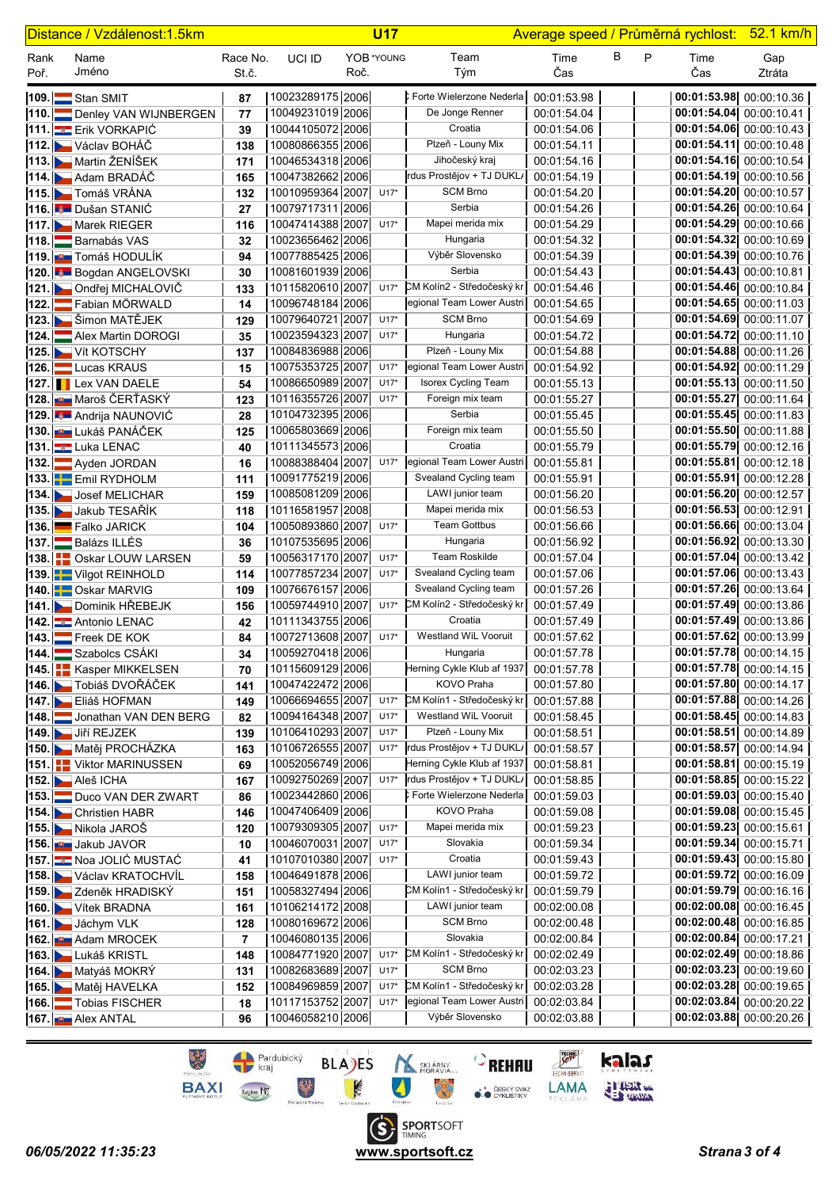Distance / Vzdálenost:1.5km | **U17** | Average speed / Průměrná rychlost: 52.1 km/h

| Rank Poř. | Name Jméno | Race No. St.č. | UCI ID | YOB Roč. | *YOUNG | Team Tým | Time Čas | B | P | Time Čas | Gap Ztráta |
|---|---|---|---|---|---|---|---|---|---|---|---|
| 109. | Stan SMIT | 87 | 10023289175 | 2006 | | Forte Wielerzone Nederla | 00:01:53.98 | | | **00:01:53.98** | 00:00:10.36 |
| 110. | Denley VAN WIJNBERGEN | 77 | 10049231019 | 2006 | | De Jonge Renner | 00:01:54.04 | | | **00:01:54.04** | 00:00:10.41 |
| 111. | Erik VORKAPIĆ | 39 | 10044105072 | 2006 | | Croatia | 00:01:54.06 | | | **00:01:54.06** | 00:00:10.43 |
| 112. | Václav BOHÁČ | 138 | 10080866355 | 2006 | | Plzeň - Louny Mix | 00:01:54.11 | | | **00:01:54.11** | 00:00:10.48 |
| 113. | Martin ŽENÍŠEK | 171 | 10046534318 | 2006 | | Jihočeský kraj | 00:01:54.16 | | | **00:01:54.16** | 00:00:10.54 |
| 114. | Adam BRADÁČ | 165 | 10047382662 | 2006 | | rdus Prostějov + TJ DUKL/ | 00:01:54.19 | | | **00:01:54.19** | 00:00:10.56 |
| 115. | Tomáš VRÁNA | 132 | 10010959364 | 2007 | U17* | SCM Brno | 00:01:54.20 | | | **00:01:54.20** | 00:00:10.57 |
| 116. | Dušan STANIĆ | 27 | 10079717311 | 2006 | | Serbia | 00:01:54.26 | | | **00:01:54.26** | 00:00:10.64 |
| 117. | Marek RIEGER | 116 | 10047414388 | 2007 | U17* | Mapei merida mix | 00:01:54.29 | | | **00:01:54.29** | 00:00:10.66 |
| 118. | Barnabás VAS | 32 | 10023656462 | 2006 | | Hungaria | 00:01:54.32 | | | **00:01:54.32** | 00:00:10.69 |
| 119. | Tomáš HODULÍK | 94 | 10077885425 | 2006 | | Výběr Slovensko | 00:01:54.39 | | | **00:01:54.39** | 00:00:10.76 |
| 120. | Bogdan ANGELOVSKI | 30 | 10081601939 | 2006 | | Serbia | 00:01:54.43 | | | **00:01:54.43** | 00:00:10.81 |
| 121. | Ondřej MICHALOVIČ | 133 | 10115820610 | 2007 | U17* | CM Kolín2 - Středočeský kr | 00:01:54.46 | | | **00:01:54.46** | 00:00:10.84 |
| 122. | Fabian MÖRWALD | 14 | 10096748184 | 2006 | | egional Team Lower Austri | 00:01:54.65 | | | **00:01:54.65** | 00:00:11.03 |
| 123. | Šimon MATĚJEK | 129 | 10079640721 | 2007 | U17* | SCM Brno | 00:01:54.69 | | | **00:01:54.69** | 00:00:11.07 |
| 124. | Alex Martin DOROGI | 35 | 10023594323 | 2007 | U17* | Hungaria | 00:01:54.72 | | | **00:01:54.72** | 00:00:11.10 |
| 125. | Vít KOTSCHY | 137 | 10084836988 | 2006 | | Plzeň - Louny Mix | 00:01:54.88 | | | **00:01:54.88** | 00:00:11.26 |
| 126. | Lucas KRAUS | 15 | 10075353725 | 2007 | U17* | egional Team Lower Austri | 00:01:54.92 | | | **00:01:54.92** | 00:00:11.29 |
| 127. | Lex VAN DAELE | 54 | 10086650989 | 2007 | U17* | Isorex Cycling Team | 00:01:55.13 | | | **00:01:55.13** | 00:00:11.50 |
| 128. | Maroš ČERŤASKÝ | 123 | 10116355726 | 2007 | U17* | Foreign mix team | 00:01:55.27 | | | **00:01:55.27** | 00:00:11.64 |
| 129. | Andrija NAUNOVIĆ | 28 | 10104732395 | 2006 | | Serbia | 00:01:55.45 | | | **00:01:55.45** | 00:00:11.83 |
| 130. | Lukáš PANÁČEK | 125 | 10065803669 | 2006 | | Foreign mix team | 00:01:55.50 | | | **00:01:55.50** | 00:00:11.88 |
| 131. | Luka LENAC | 40 | 10111345573 | 2006 | | Croatia | 00:01:55.79 | | | **00:01:55.79** | 00:00:12.16 |
| 132. | Ayden JORDAN | 16 | 10088388404 | 2007 | U17* | egional Team Lower Austri | 00:01:55.81 | | | **00:01:55.81** | 00:00:12.18 |
| 133. | Emil RYDHOLM | 111 | 10091775219 | 2006 | | Svealand Cycling team | 00:01:55.91 | | | **00:01:55.91** | 00:00:12.28 |
| 134. | Josef MELICHAR | 159 | 10085081209 | 2006 | | LAWI junior team | 00:01:56.20 | | | **00:01:56.20** | 00:00:12.57 |
| 135. | Jakub TESAŘÍK | 118 | 10116581957 | 2008 | | Mapei merida mix | 00:01:56.53 | | | **00:01:56.53** | 00:00:12.91 |
| 136. | Falko JARICK | 104 | 10050893860 | 2007 | U17* | Team Gottbus | 00:01:56.66 | | | **00:01:56.66** | 00:00:13.04 |
| 137. | Balázs ILLÉS | 36 | 10107535695 | 2006 | | Hungaria | 00:01:56.92 | | | **00:01:56.92** | 00:00:13.30 |
| 138. | Oskar LOUW LARSEN | 59 | 10056317170 | 2007 | U17* | Team Roskilde | 00:01:57.04 | | | **00:01:57.04** | 00:00:13.42 |
| 139. | Vilgot REINHOLD | 114 | 10077857234 | 2007 | U17* | Svealand Cycling team | 00:01:57.06 | | | **00:01:57.06** | 00:00:13.43 |
| 140. | Oskar MARVIG | 109 | 10076676157 | 2006 | | Svealand Cycling team | 00:01:57.26 | | | **00:01:57.26** | 00:00:13.64 |
| 141. | Dominik HŘEBEJK | 156 | 10059744910 | 2007 | U17* | CM Kolín2 - Středočeský kr | 00:01:57.49 | | | **00:01:57.49** | 00:00:13.86 |
| 142. | Antonio LENAC | 42 | 10111343755 | 2006 | | Croatia | 00:01:57.49 | | | **00:01:57.49** | 00:00:13.86 |
| 143. | Freek DE KOK | 84 | 10072713608 | 2007 | U17* | Westland WiL Vooruit | 00:01:57.62 | | | **00:01:57.62** | 00:00:13.99 |
| 144. | Szabolcs CSÁKI | 34 | 10059270418 | 2006 | | Hungaria | 00:01:57.78 | | | **00:01:57.78** | 00:00:14.15 |
| 145. | Kasper MIKKELSEN | 70 | 10115609129 | 2006 | | Herning Cykle Klub af 1937 | 00:01:57.78 | | | **00:01:57.78** | 00:00:14.15 |
| 146. | Tobiáš DVOŘÁČEK | 141 | 10047422472 | 2006 | | KOVO Praha | 00:01:57.80 | | | **00:01:57.80** | 00:00:14.17 |
| 147. | Eliáš HOFMAN | 149 | 10066694655 | 2007 | U17* | CM Kolín1 - Středočeský kr | 00:01:57.88 | | | **00:01:57.88** | 00:00:14.26 |
| 148. | Jonathan VAN DEN BERG | 82 | 10094164348 | 2007 | U17* | Westland WiL Vooruit | 00:01:58.45 | | | **00:01:58.45** | 00:00:14.83 |
| 149. | Jiří REJZEK | 139 | 10106410293 | 2007 | U17* | Plzeň - Louny Mix | 00:01:58.51 | | | **00:01:58.51** | 00:00:14.89 |
| 150. | Matěj PROCHÁZKA | 163 | 10106726555 | 2007 | U17* | rdus Prostějov + TJ DUKL/ | 00:01:58.57 | | | **00:01:58.57** | 00:00:14.94 |
| 151. | Viktor MARINUSSEN | 69 | 10052056749 | 2006 | | Herning Cykle Klub af 1937 | 00:01:58.81 | | | **00:01:58.81** | 00:00:15.19 |
| 152. | Aleš ICHA | 167 | 10092750269 | 2007 | U17* | rdus Prostějov + TJ DUKL/ | 00:01:58.85 | | | **00:01:58.85** | 00:00:15.22 |
| 153. | Duco VAN DER ZWART | 86 | 10023442860 | 2006 | | Forte Wielerzone Nederla | 00:01:59.03 | | | **00:01:59.03** | 00:00:15.40 |
| 154. | Christien HABR | 146 | 10047406409 | 2006 | | KOVO Praha | 00:01:59.08 | | | **00:01:59.08** | 00:00:15.45 |
| 155. | Nikola JAROŠ | 120 | 10079309305 | 2007 | U17* | Mapei merida mix | 00:01:59.23 | | | **00:01:59.23** | 00:00:15.61 |
| 156. | Jakub JAVOR | 10 | 10046070031 | 2007 | U17* | Slovakia | 00:01:59.34 | | | **00:01:59.34** | 00:00:15.71 |
| 157. | Noa JOLIĆ MUSTAĆ | 41 | 10107010380 | 2007 | U17* | Croatia | 00:01:59.43 | | | **00:01:59.43** | 00:00:15.80 |
| 158. | Václav KRATOCHVÍL | 158 | 10046491878 | 2006 | | LAWI junior team | 00:01:59.72 | | | **00:01:59.72** | 00:00:16.09 |
| 159. | Zdeněk HRADISKÝ | 151 | 10058327494 | 2006 | | CM Kolín1 - Středočeský kr | 00:01:59.79 | | | **00:01:59.79** | 00:00:16.16 |
| 160. | Vítek BRADNA | 161 | 10106214172 | 2008 | | LAWI junior team | 00:02:00.08 | | | **00:02:00.08** | 00:00:16.45 |
| 161. | Jáchym VLK | 128 | 10080169672 | 2006 | | SCM Brno | 00:02:00.48 | | | **00:02:00.48** | 00:00:16.85 |
| 162. | Adam MRОCEK | 7 | 10046080135 | 2006 | | Slovakia | 00:02:00.84 | | | **00:02:00.84** | 00:00:17.21 |
| 163. | Lukáš KRISTL | 148 | 10084771920 | 2007 | U17* | CM Kolín1 - Středočeský kr | 00:02:02.49 | | | **00:02:02.49** | 00:00:18.86 |
| 164. | Matyáš MOKRÝ | 131 | 10082683689 | 2007 | U17* | SCM Brno | 00:02:03.23 | | | **00:02:03.23** | 00:00:19.60 |
| 165. | Matěj HAVELKA | 152 | 10084969859 | 2007 | U17* | CM Kolín1 - Středočeský kr | 00:02:03.28 | | | **00:02:03.28** | 00:00:19.65 |
| 166. | Tobias FISCHER | 18 | 10117153752 | 2007 | U17* | egional Team Lower Austri | 00:02:03.84 | | | **00:02:03.84** | 00:00:20.22 |
| 167. | Alex ANTAL | 96 | 10046058210 | 2006 | | Výběr Slovensko | 00:02:03.88 | | | **00:02:03.88** | 00:00:20.26 |

*06/05/2022 11:35:23* | www.sportsoft.cz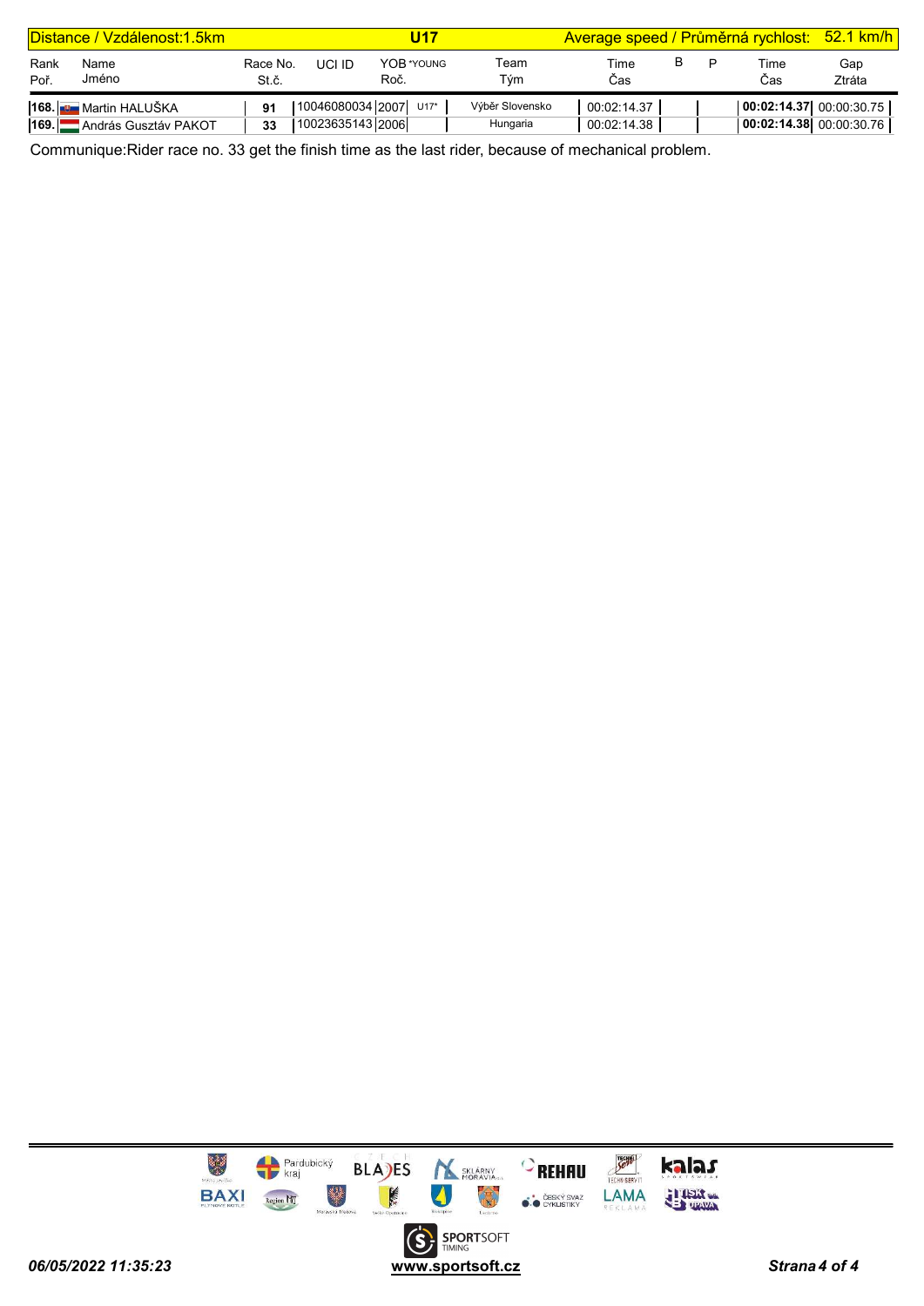| Distance / Vzdálenost:1.5km | | | U17 | | | Average speed / Průměrná rychlost: | | | 52.1 km/h | |
|---|---|---|---|---|---|---|---|---|---|---|
| Rank Poř. | Name Jméno | Race No. St.č. | UCI ID | YOB *YOUNG Roč. | Team Tým | Time Čas | B | P | Time Čas | Gap Ztráta |
| 168. | Martin HALUŠKA | 91 | 10046080034 | 2007 U17* | Výběr Slovensko | 00:02:14.37 | | | **00:02:14.37** | 00:00:30.75 |
| 169. | András Gusztáv PAKOT | 33 | 10023635143 | 2006 | Hungaria | 00:02:14.38 | | | **00:02:14.38** | 00:00:30.76 |

Communique:Rider race no. 33 get the finish time as the last rider, because of mechanical problem.

*06/05/2022 11:35:23* **www.sportsoft.cz**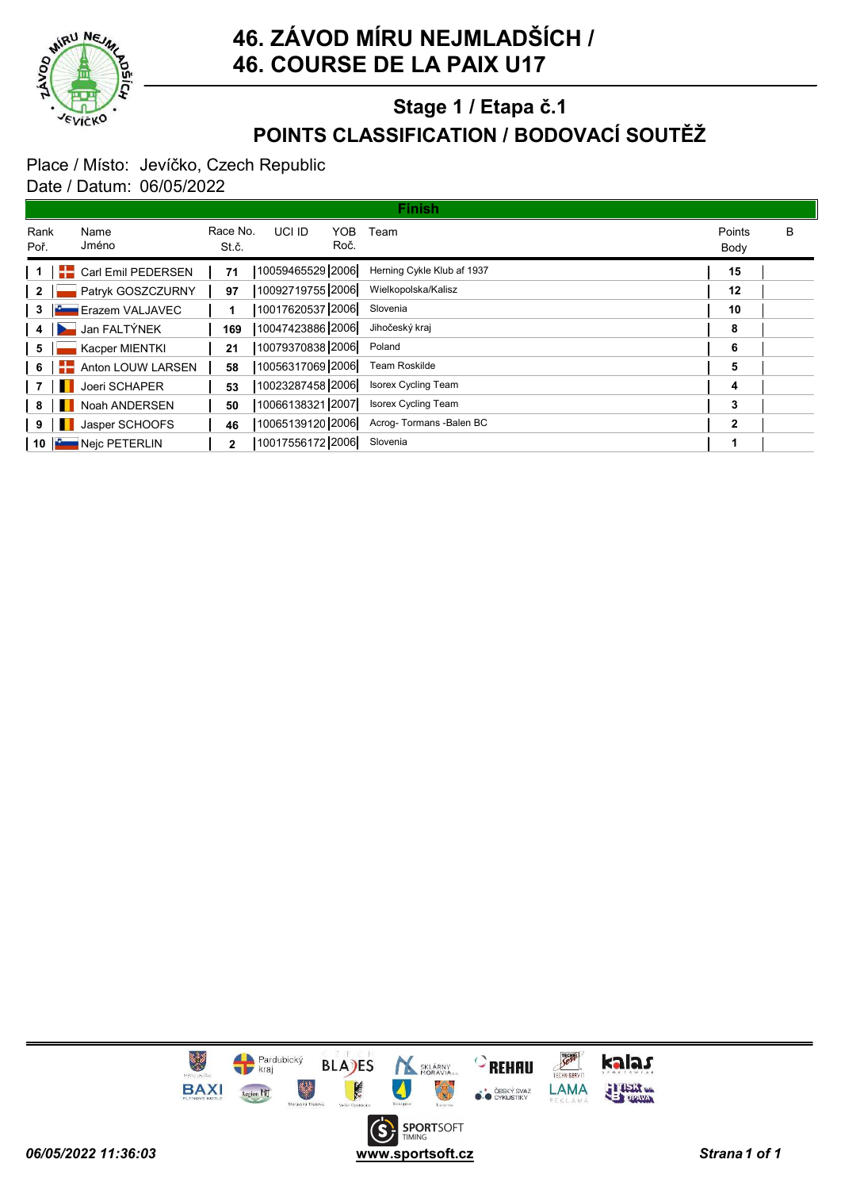# 46. ZÁVOD MÍRU NEJMLADŠÍCH / 46. COURSE DE LA PAIX U17

## Stage 1 / Etapa č.1
## POINTS CLASSIFICATION / BODOVACÍ SOUTĚŽ

Place / Místo: Jevíčko, Czech Republic
Date / Datum: 06/05/2022

**Finish**

| Rank Poř. | Name Jméno | Race No. St.č. | UCI ID | YOB Roč. | Team | Points Body | B |
|---|---|---|---|---|---|---|---|
| 1 | Carl Emil PEDERSEN | 71 | 10059465529 | 2006 | Herning Cykle Klub af 1937 | 15 | |
| 2 | Patryk GOSZCZURNY | 97 | 10092719755 | 2006 | Wielkopolska/Kalisz | 12 | |
| 3 | Erazem VALJAVEC | 1 | 10017620537 | 2006 | Slovenia | 10 | |
| 4 | Jan FALTÝNEK | 169 | 10047423886 | 2006 | Jihočeský kraj | 8 | |
| 5 | Kacper MIENTKI | 21 | 10079370838 | 2006 | Poland | 6 | |
| 6 | Anton LOUW LARSEN | 58 | 10056317069 | 2006 | Team Roskilde | 5 | |
| 7 | Joeri SCHAPER | 53 | 10023287458 | 2006 | Isorex Cycling Team | 4 | |
| 8 | Noah ANDERSEN | 50 | 10066138321 | 2007 | Isorex Cycling Team | 3 | |
| 9 | Jasper SCHOOFS | 46 | 10065139120 | 2006 | Acrog- Tormans -Balen BC | 2 | |
| 10 | Nejc PETERLIN | 2 | 10017556172 | 2006 | Slovenia | 1 | |

*06/05/2022 11:36:03*

www.sportsoft.cz